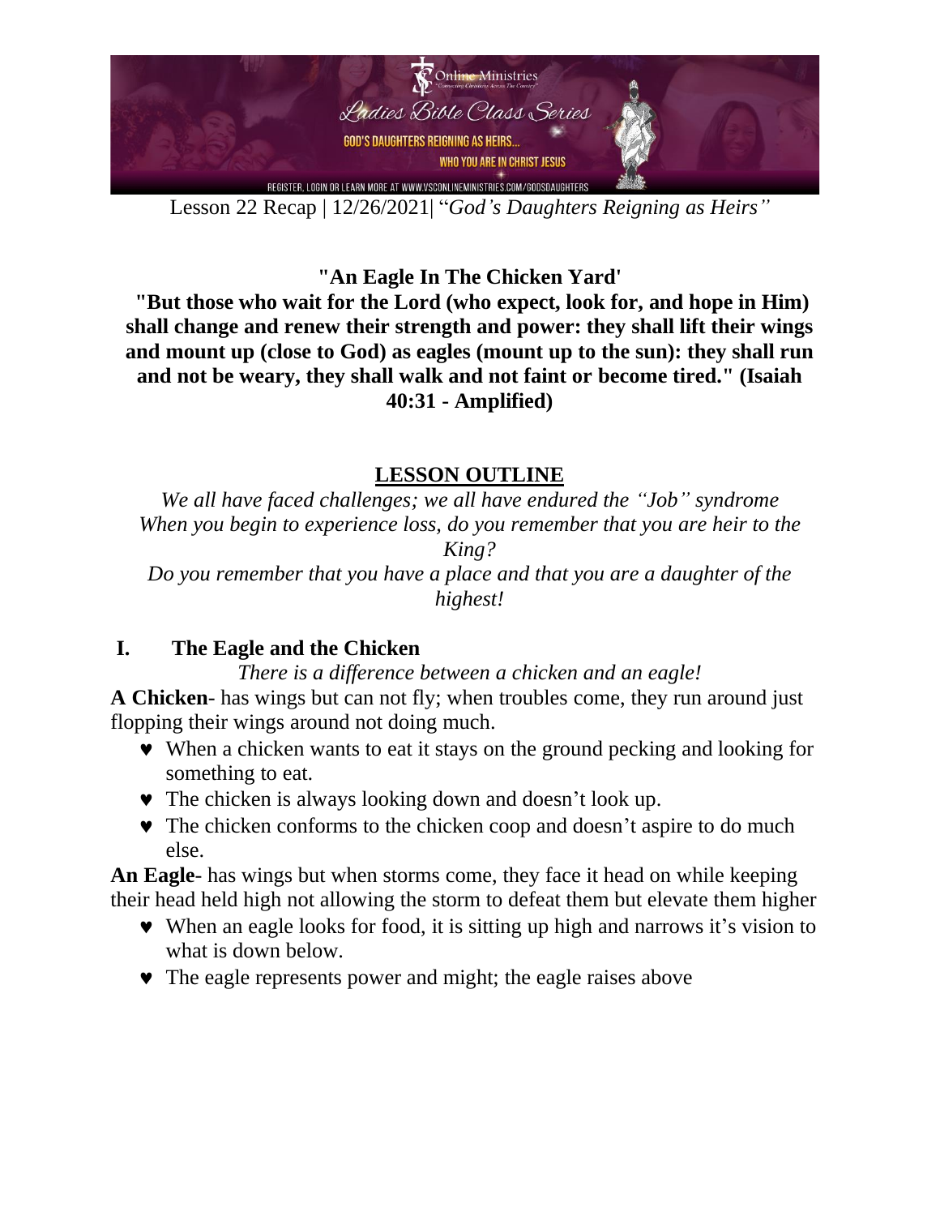Lesson 22 Recap | 12/26/2021| "*God's Daughters Reigning as Heirs"*

**"An Eagle In The Chicken Yard'**

**"But those who wait for the Lord (who expect, look for, and hope in Him) shall change and renew their strength and power: they shall lift their wings and mount up (close to God) as eagles (mount up to the sun): they shall run and not be weary, they shall walk and not faint or become tired." (Isaiah 40:31 - Amplified)**

## LESSON OUTLINE

*We all have faced challenges; we all have endured the "Job" syndrome*
*When you begin to experience loss, do you remember that you are heir to the King?*
*Do you remember that you have a place and that you are a daughter of the highest!*

### I. The Eagle and the Chicken

*There is a difference between a chicken and an eagle!*

**A Chicken**- has wings but can not fly; when troubles come, they run around just flopping their wings around not doing much.

- When a chicken wants to eat it stays on the ground pecking and looking for something to eat.
- The chicken is always looking down and doesn't look up.
- The chicken conforms to the chicken coop and doesn't aspire to do much else.

**An Eagle**- has wings but when storms come, they face it head on while keeping their head held high not allowing the storm to defeat them but elevate them higher

- When an eagle looks for food, it is sitting up high and narrows it's vision to what is down below.
- The eagle represents power and might; the eagle raises above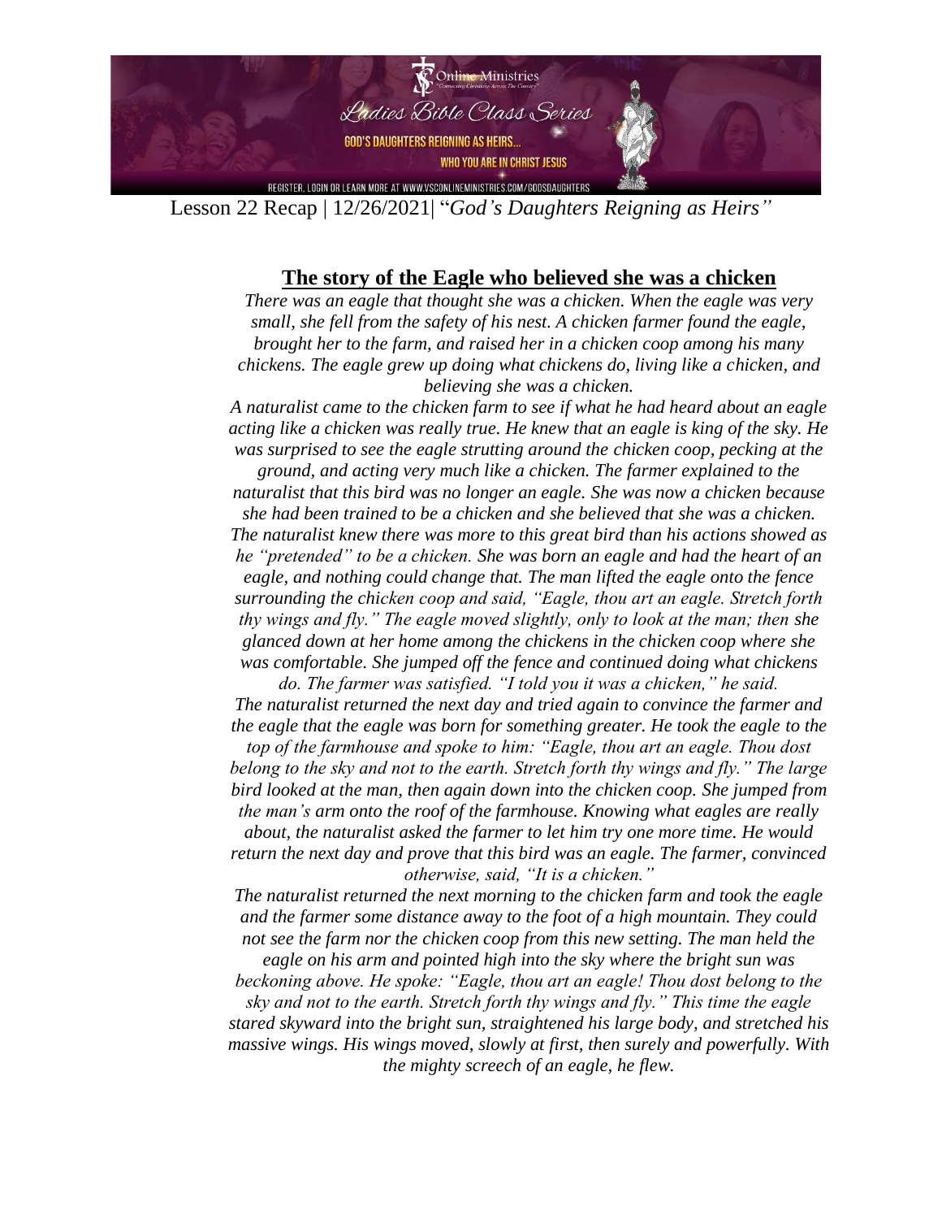Lesson 22 Recap | 12/26/2021| "*God's Daughters Reigning as Heirs"*

## The story of the Eagle who believed she was a chicken

*There was an eagle that thought she was a chicken. When the eagle was very small, she fell from the safety of his nest. A chicken farmer found the eagle, brought her to the farm, and raised her in a chicken coop among his many chickens. The eagle grew up doing what chickens do, living like a chicken, and believing she was a chicken.*

*A naturalist came to the chicken farm to see if what he had heard about an eagle acting like a chicken was really true. He knew that an eagle is king of the sky. He was surprised to see the eagle strutting around the chicken coop, pecking at the ground, and acting very much like a chicken. The farmer explained to the naturalist that this bird was no longer an eagle. She was now a chicken because she had been trained to be a chicken and she believed that she was a chicken. The naturalist knew there was more to this great bird than his actions showed as he "pretended" to be a chicken. She was born an eagle and had the heart of an eagle, and nothing could change that. The man lifted the eagle onto the fence surrounding the chicken coop and said, "Eagle, thou art an eagle. Stretch forth thy wings and fly." The eagle moved slightly, only to look at the man; then she glanced down at her home among the chickens in the chicken coop where she was comfortable. She jumped off the fence and continued doing what chickens do. The farmer was satisfied. "I told you it was a chicken," he said.*

*The naturalist returned the next day and tried again to convince the farmer and the eagle that the eagle was born for something greater. He took the eagle to the top of the farmhouse and spoke to him: "Eagle, thou art an eagle. Thou dost belong to the sky and not to the earth. Stretch forth thy wings and fly." The large bird looked at the man, then again down into the chicken coop. She jumped from the man's arm onto the roof of the farmhouse. Knowing what eagles are really about, the naturalist asked the farmer to let him try one more time. He would return the next day and prove that this bird was an eagle. The farmer, convinced otherwise, said, "It is a chicken."*

*The naturalist returned the next morning to the chicken farm and took the eagle and the farmer some distance away to the foot of a high mountain. They could not see the farm nor the chicken coop from this new setting. The man held the eagle on his arm and pointed high into the sky where the bright sun was beckoning above. He spoke: "Eagle, thou art an eagle! Thou dost belong to the sky and not to the earth. Stretch forth thy wings and fly." This time the eagle stared skyward into the bright sun, straightened his large body, and stretched his massive wings. His wings moved, slowly at first, then surely and powerfully. With the mighty screech of an eagle, he flew.*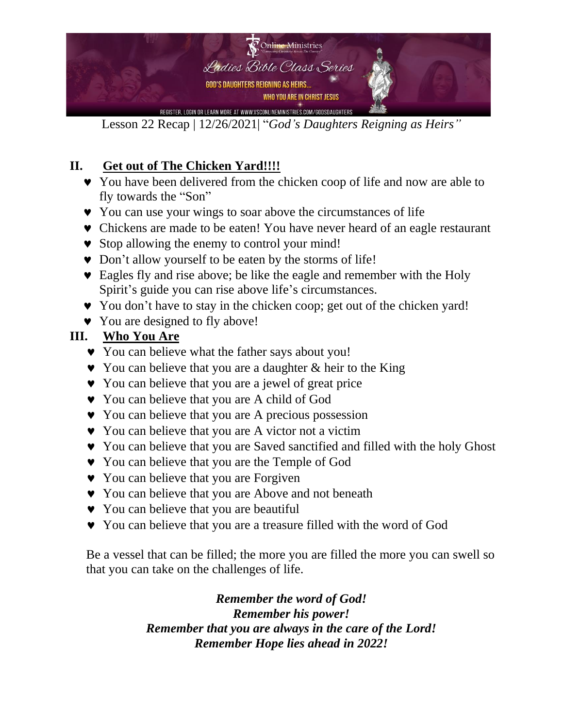Lesson 22 Recap | 12/26/2021| "*God's Daughters Reigning as Heirs"*

## II. Get out of The Chicken Yard!!!!

- You have been delivered from the chicken coop of life and now are able to fly towards the "Son"
- You can use your wings to soar above the circumstances of life
- Chickens are made to be eaten! You have never heard of an eagle restaurant
- Stop allowing the enemy to control your mind!
- Don't allow yourself to be eaten by the storms of life!
- Eagles fly and rise above; be like the eagle and remember with the Holy Spirit's guide you can rise above life's circumstances.
- You don't have to stay in the chicken coop; get out of the chicken yard!
- You are designed to fly above!

## III. Who You Are

- You can believe what the father says about you!
- You can believe that you are a daughter & heir to the King
- You can believe that you are a jewel of great price
- You can believe that you are A child of God
- You can believe that you are A precious possession
- You can believe that you are A victor not a victim
- You can believe that you are Saved sanctified and filled with the holy Ghost
- You can believe that you are the Temple of God
- You can believe that you are Forgiven
- You can believe that you are Above and not beneath
- You can believe that you are beautiful
- You can believe that you are a treasure filled with the word of God

Be a vessel that can be filled; the more you are filled the more you can swell so that you can take on the challenges of life.

***Remember the word of God!***
***Remember his power!***
***Remember that you are always in the care of the Lord!***
***Remember Hope lies ahead in 2022!***